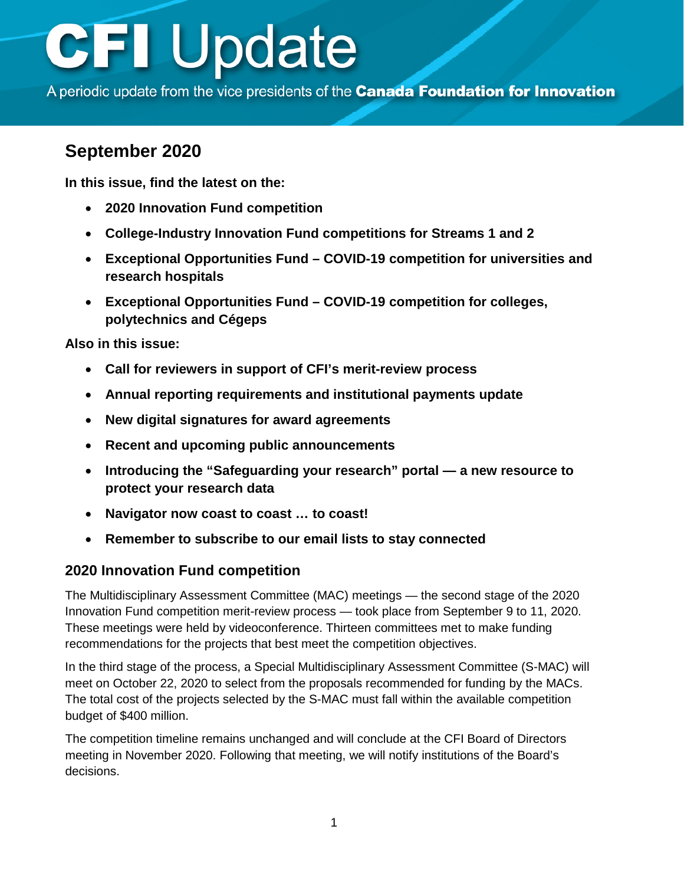# CFI Update

A periodic update from the vice presidents of the **Canada Foundation for Innovation**

## September 2020

**In this issue, find the latest on the:**

- **2020 Innovation Fund competition**
- **College-Industry Innovation Fund competitions for Streams 1 and 2**
- **Exceptional Opportunities Fund – COVID-19 competition for universities and research hospitals**
- **Exceptional Opportunities Fund – COVID-19 competition for colleges, polytechnics and Cégeps**

**Also in this issue:**

- **Call for reviewers in support of CFI's merit-review process**
- **Annual reporting requirements and institutional payments update**
- **New digital signatures for award agreements**
- **Recent and upcoming public announcements**
- **Introducing the "Safeguarding your research" portal — a new resource to protect your research data**
- **Navigator now coast to coast … to coast!**
- **Remember to subscribe to our email lists to stay connected**

### 2020 Innovation Fund competition

The Multidisciplinary Assessment Committee (MAC) meetings — the second stage of the 2020 Innovation Fund competition merit-review process — took place from September 9 to 11, 2020. These meetings were held by videoconference. Thirteen committees met to make funding recommendations for the projects that best meet the competition objectives.

In the third stage of the process, a Special Multidisciplinary Assessment Committee (S-MAC) will meet on October 22, 2020 to select from the proposals recommended for funding by the MACs. The total cost of the projects selected by the S-MAC must fall within the available competition budget of $400 million.

The competition timeline remains unchanged and will conclude at the CFI Board of Directors meeting in November 2020. Following that meeting, we will notify institutions of the Board's decisions.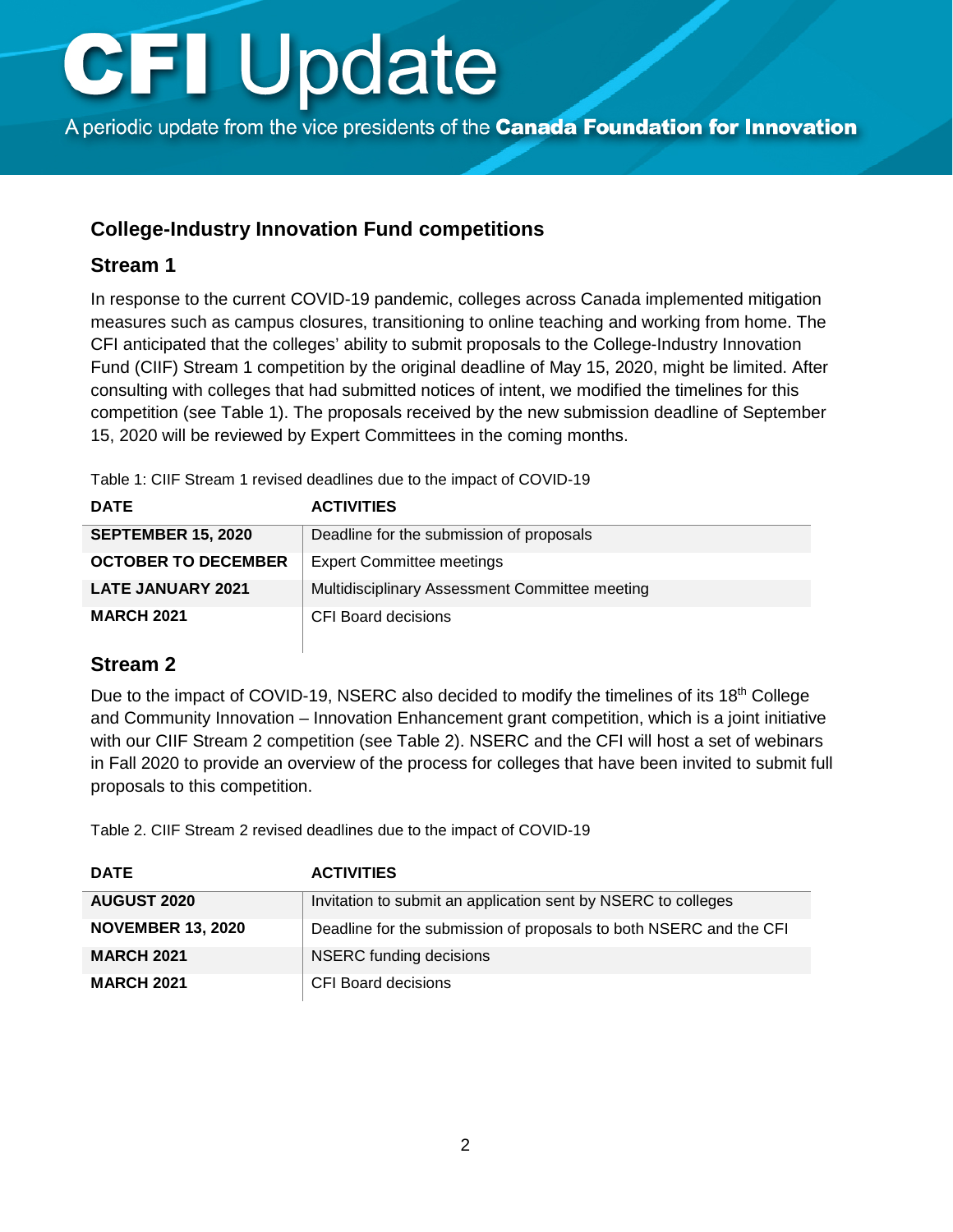# CFI Update

A periodic update from the vice presidents of the **Canada Foundation for Innovation**

## College-Industry Innovation Fund competitions

### Stream 1

In response to the current COVID-19 pandemic, colleges across Canada implemented mitigation measures such as campus closures, transitioning to online teaching and working from home. The CFI anticipated that the colleges' ability to submit proposals to the College-Industry Innovation Fund (CIIF) Stream 1 competition by the original deadline of May 15, 2020, might be limited. After consulting with colleges that had submitted notices of intent, we modified the timelines for this competition (see Table 1). The proposals received by the new submission deadline of September 15, 2020 will be reviewed by Expert Committees in the coming months.

Table 1: CIIF Stream 1 revised deadlines due to the impact of COVID-19

| DATE | ACTIVITIES |
| --- | --- |
| **SEPTEMBER 15, 2020** | Deadline for the submission of proposals |
| **OCTOBER TO DECEMBER** | Expert Committee meetings |
| **LATE JANUARY 2021** | Multidisciplinary Assessment Committee meeting |
| **MARCH 2021** | CFI Board decisions |

### Stream 2

Due to the impact of COVID-19, NSERC also decided to modify the timelines of its 18th College and Community Innovation – Innovation Enhancement grant competition, which is a joint initiative with our CIIF Stream 2 competition (see Table 2). NSERC and the CFI will host a set of webinars in Fall 2020 to provide an overview of the process for colleges that have been invited to submit full proposals to this competition.

Table 2. CIIF Stream 2 revised deadlines due to the impact of COVID-19

| DATE | ACTIVITIES |
| --- | --- |
| **AUGUST 2020** | Invitation to submit an application sent by NSERC to colleges |
| **NOVEMBER 13, 2020** | Deadline for the submission of proposals to both NSERC and the CFI |
| **MARCH 2021** | NSERC funding decisions |
| **MARCH 2021** | CFI Board decisions |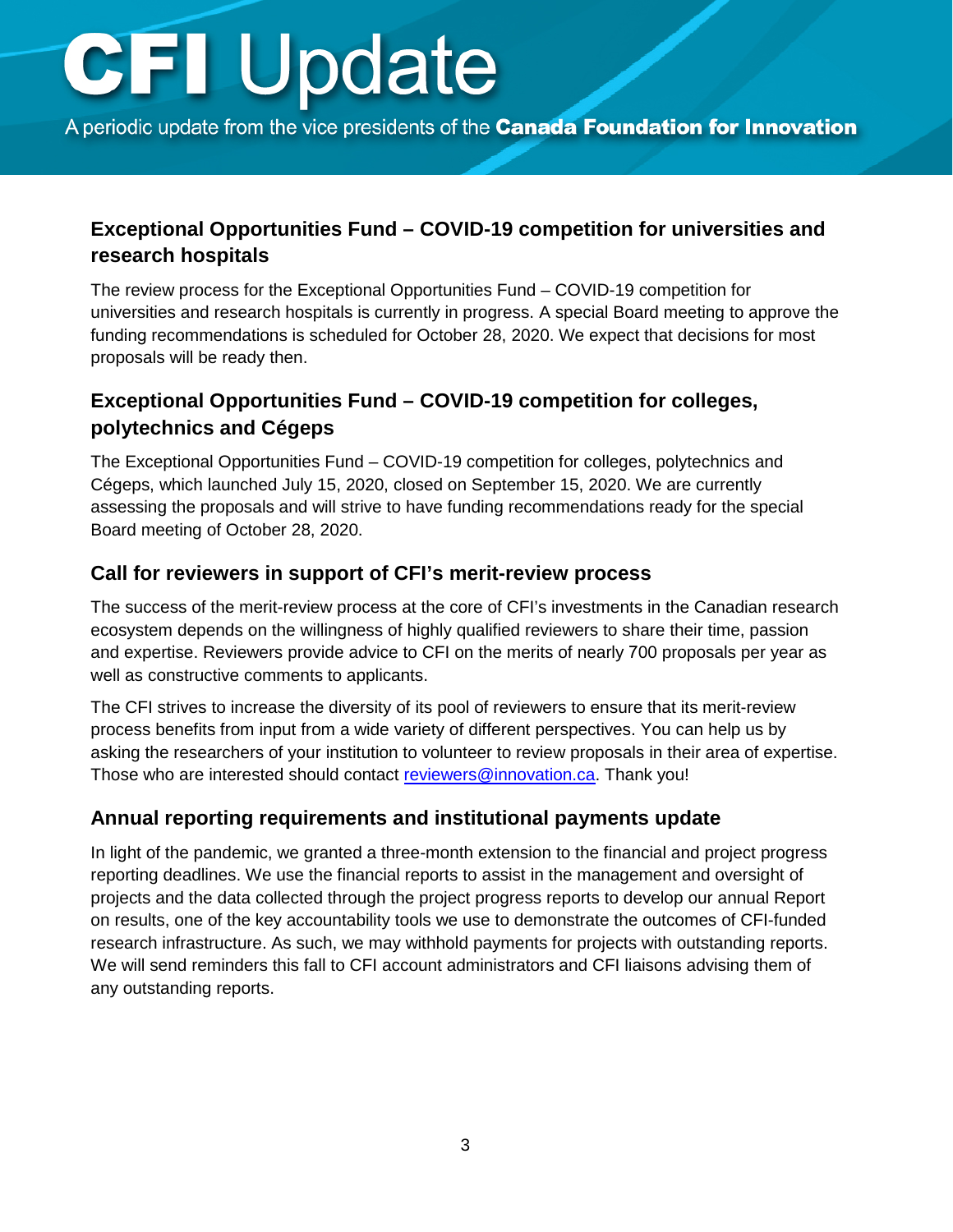# CFI Update

A periodic update from the vice presidents of the **Canada Foundation for Innovation**

## Exceptional Opportunities Fund – COVID-19 competition for universities and research hospitals

The review process for the Exceptional Opportunities Fund – COVID-19 competition for universities and research hospitals is currently in progress. A special Board meeting to approve the funding recommendations is scheduled for October 28, 2020. We expect that decisions for most proposals will be ready then.

## Exceptional Opportunities Fund – COVID-19 competition for colleges, polytechnics and Cégeps

The Exceptional Opportunities Fund – COVID-19 competition for colleges, polytechnics and Cégeps, which launched July 15, 2020, closed on September 15, 2020. We are currently assessing the proposals and will strive to have funding recommendations ready for the special Board meeting of October 28, 2020.

## Call for reviewers in support of CFI's merit-review process

The success of the merit-review process at the core of CFI's investments in the Canadian research ecosystem depends on the willingness of highly qualified reviewers to share their time, passion and expertise. Reviewers provide advice to CFI on the merits of nearly 700 proposals per year as well as constructive comments to applicants.

The CFI strives to increase the diversity of its pool of reviewers to ensure that its merit-review process benefits from input from a wide variety of different perspectives. You can help us by asking the researchers of your institution to volunteer to review proposals in their area of expertise. Those who are interested should contact [reviewers@innovation.ca](mailto:reviewers@innovation.ca). Thank you!

## Annual reporting requirements and institutional payments update

In light of the pandemic, we granted a three-month extension to the financial and project progress reporting deadlines. We use the financial reports to assist in the management and oversight of projects and the data collected through the project progress reports to develop our annual Report on results, one of the key accountability tools we use to demonstrate the outcomes of CFI-funded research infrastructure. As such, we may withhold payments for projects with outstanding reports. We will send reminders this fall to CFI account administrators and CFI liaisons advising them of any outstanding reports.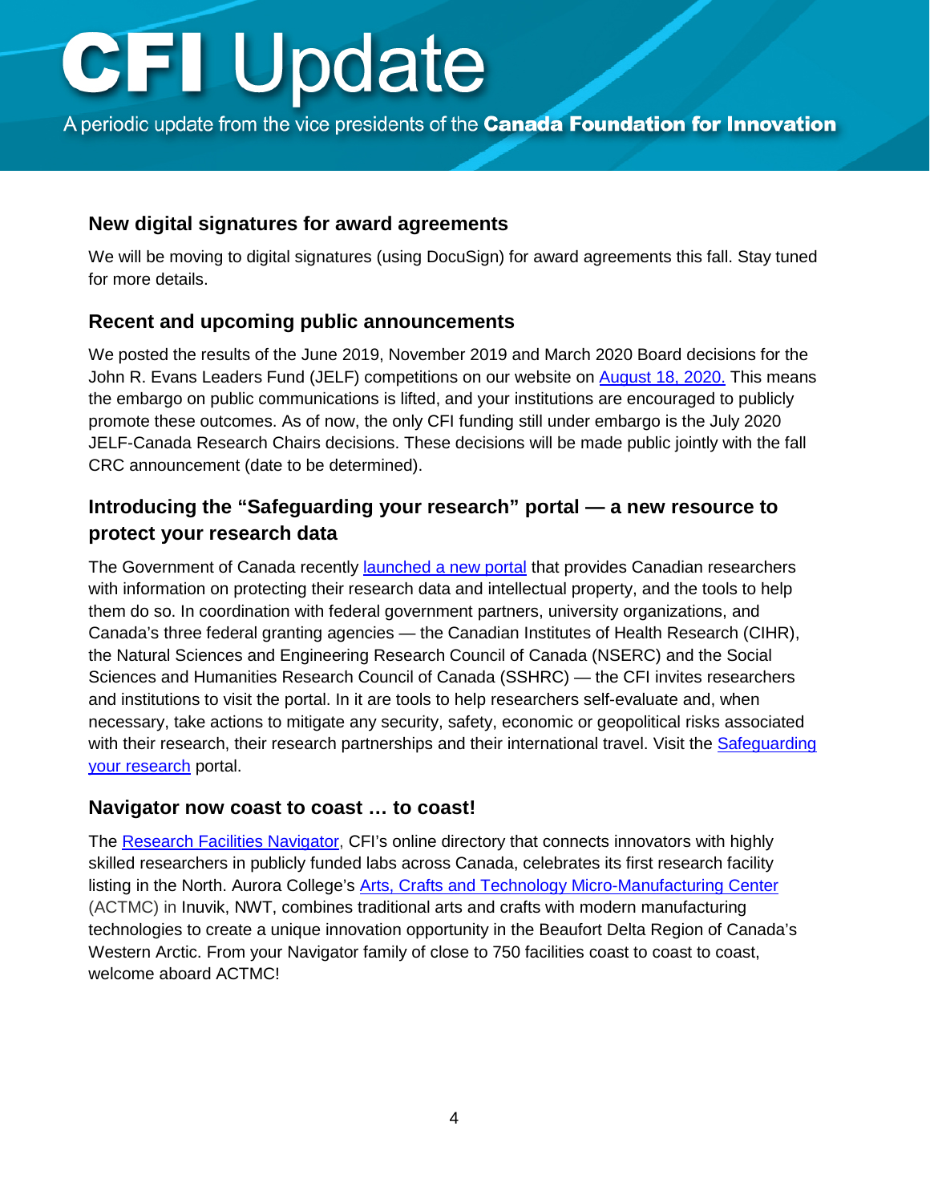# CFI Update

A periodic update from the vice presidents of the **Canada Foundation for Innovation**

## New digital signatures for award agreements

We will be moving to digital signatures (using DocuSign) for award agreements this fall. Stay tuned for more details.

## Recent and upcoming public announcements

We posted the results of the June 2019, November 2019 and March 2020 Board decisions for the John R. Evans Leaders Fund (JELF) competitions on our website on August 18, 2020. This means the embargo on public communications is lifted, and your institutions are encouraged to publicly promote these outcomes. As of now, the only CFI funding still under embargo is the July 2020 JELF-Canada Research Chairs decisions. These decisions will be made public jointly with the fall CRC announcement (date to be determined).

## Introducing the "Safeguarding your research" portal — a new resource to protect your research data

The Government of Canada recently launched a new portal that provides Canadian researchers with information on protecting their research data and intellectual property, and the tools to help them do so. In coordination with federal government partners, university organizations, and Canada's three federal granting agencies — the Canadian Institutes of Health Research (CIHR), the Natural Sciences and Engineering Research Council of Canada (NSERC) and the Social Sciences and Humanities Research Council of Canada (SSHRC) — the CFI invites researchers and institutions to visit the portal. In it are tools to help researchers self-evaluate and, when necessary, take actions to mitigate any security, safety, economic or geopolitical risks associated with their research, their research partnerships and their international travel. Visit the Safeguarding your research portal.

## Navigator now coast to coast … to coast!

The Research Facilities Navigator, CFI's online directory that connects innovators with highly skilled researchers in publicly funded labs across Canada, celebrates its first research facility listing in the North. Aurora College's Arts, Crafts and Technology Micro-Manufacturing Center (ACTMC) in Inuvik, NWT, combines traditional arts and crafts with modern manufacturing technologies to create a unique innovation opportunity in the Beaufort Delta Region of Canada's Western Arctic. From your Navigator family of close to 750 facilities coast to coast to coast, welcome aboard ACTMC!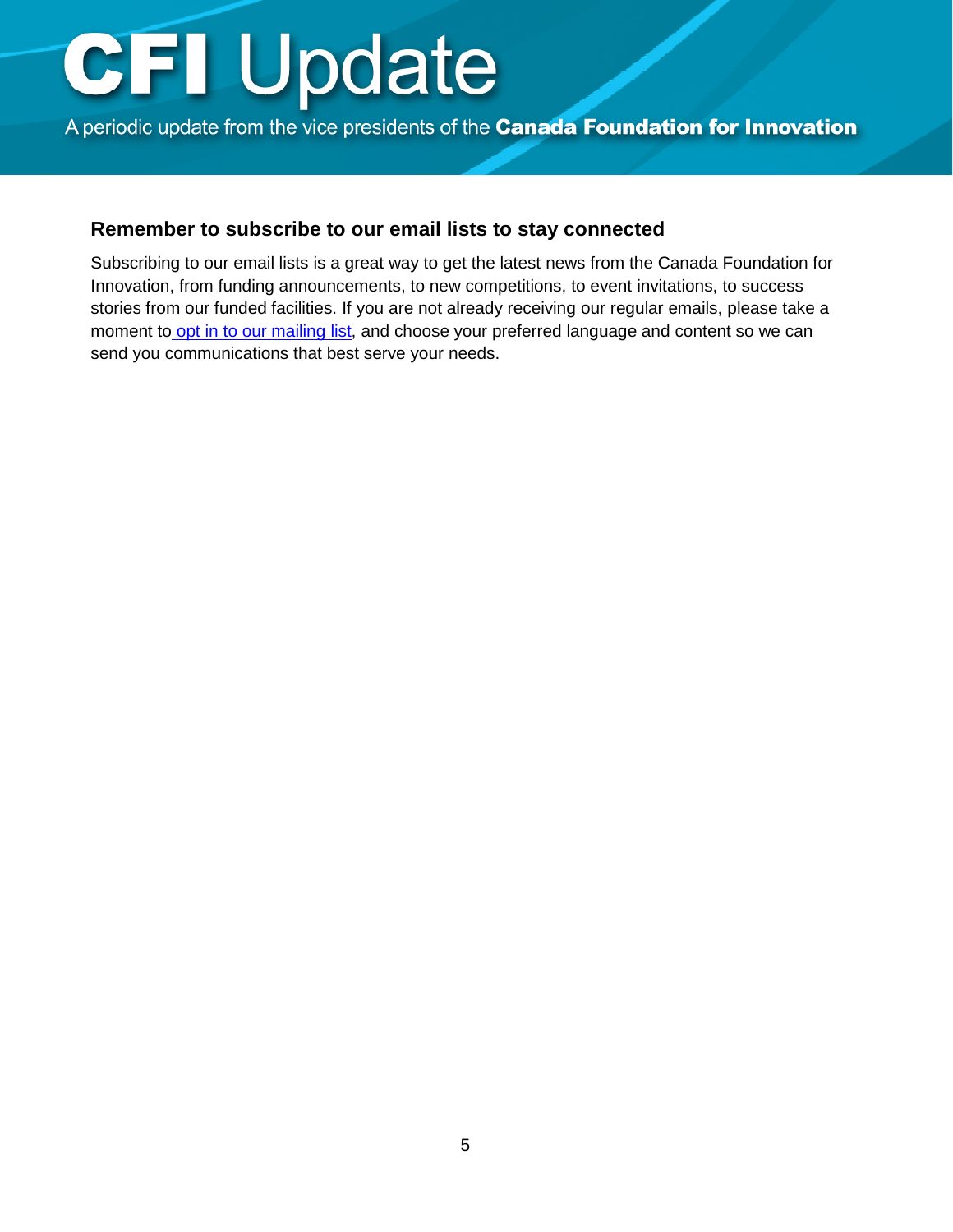## Remember to subscribe to our email lists to stay connected

Subscribing to our email lists is a great way to get the latest news from the Canada Foundation for Innovation, from funding announcements, to new competitions, to event invitations, to success stories from our funded facilities. If you are not already receiving our regular emails, please take a moment to opt in to our mailing list, and choose your preferred language and content so we can send you communications that best serve your needs.